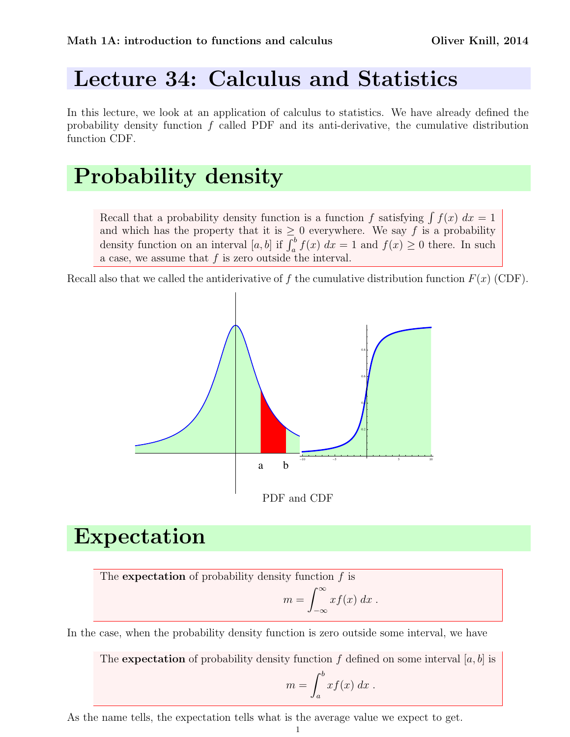# Lecture 34: Calculus and Statistics

In this lecture, we look at an application of calculus to statistics. We have already defined the probability density function $f$ called PDF and its anti-derivative, the cumulative distribution function CDF.

# Probability density

Recall that a probability density function is a function $f$ satisfying $\int f(x)\, dx = 1$ and which has the property that it is $\geq 0$ everywhere. We say $f$ is a probability density function on an interval $[a, b]$ if $\int_a^b f(x)\, dx = 1$ and $f(x) \geq 0$ there. In such a case, we assume that $f$ is zero outside the interval.

Recall also that we called the antiderivative of $f$ the cumulative distribution function $F(x)$ (CDF).

PDF and CDF

# Expectation

The **expectation** of probability density function $f$ is

$$m = \int_{-\infty}^{\infty} x f(x)\, dx \, .$$

In the case, when the probability density function is zero outside some interval, we have

The **expectation** of probability density function $f$ defined on some interval $[a, b]$ is

$$m = \int_a^b x f(x)\, dx \, .$$

As the name tells, the expectation tells what is the average value we expect to get.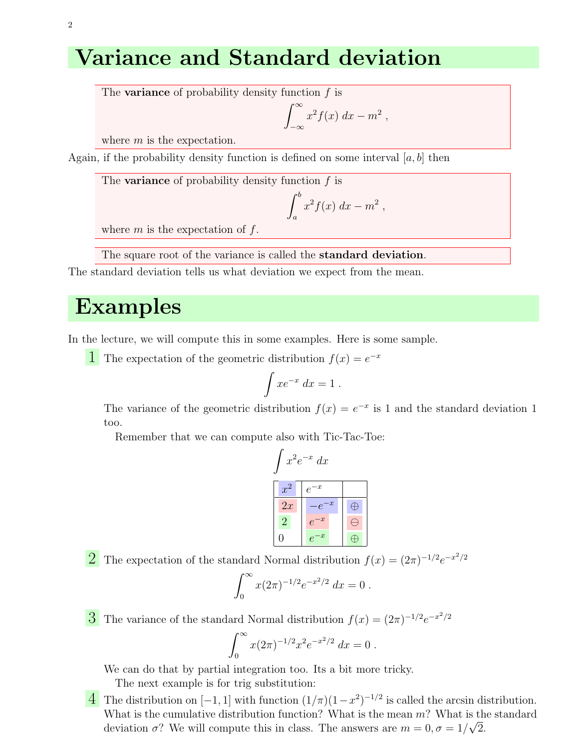# Variance and Standard deviation

> The **variance** of probability density function $f$ is
> $$\int_{-\infty}^{\infty} x^2 f(x)\, dx - m^2 ,$$
> where $m$ is the expectation.

Again, if the probability density function is defined on some interval $[a, b]$ then

> The **variance** of probability density function $f$ is
> $$\int_a^b x^2 f(x)\, dx - m^2 ,$$
> where $m$ is the expectation of $f$.

> The square root of the variance is called the **standard deviation**.

The standard deviation tells us what deviation we expect from the mean.

# Examples

In the lecture, we will compute this in some examples. Here is some sample.

**1** The expectation of the geometric distribution $f(x) = e^{-x}$

$$\int x e^{-x}\, dx = 1 .$$

The variance of the geometric distribution $f(x) = e^{-x}$ is 1 and the standard deviation 1 too.

Remember that we can compute also with Tic-Tac-Toe:

$$\int x^2 e^{-x}\, dx$$

| $x^2$ | $e^{-x}$ | |
|---|---|---|
| $2x$ | $-e^{-x}$ | $\oplus$ |
| $2$ | $e^{-x}$ | $\ominus$ |
| $0$ | $e^{-x}$ | $\oplus$ |

**2** The expectation of the standard Normal distribution $f(x) = (2\pi)^{-1/2} e^{-x^2/2}$

$$\int_0^{\infty} x (2\pi)^{-1/2} e^{-x^2/2}\, dx = 0 .$$

**3** The variance of the standard Normal distribution $f(x) = (2\pi)^{-1/2} e^{-x^2/2}$

$$\int_0^{\infty} x (2\pi)^{-1/2} x^2 e^{-x^2/2}\, dx = 0 .$$

We can do that by partial integration too. Its a bit more tricky.

The next example is for trig substitution:

**4** The distribution on $[-1, 1]$ with function $(1/\pi)(1 - x^2)^{-1/2}$ is called the arcsin distribution. What is the cumulative distribution function? What is the mean $m$? What is the standard deviation $\sigma$? We will compute this in class. The answers are $m = 0, \sigma = 1/\sqrt{2}$.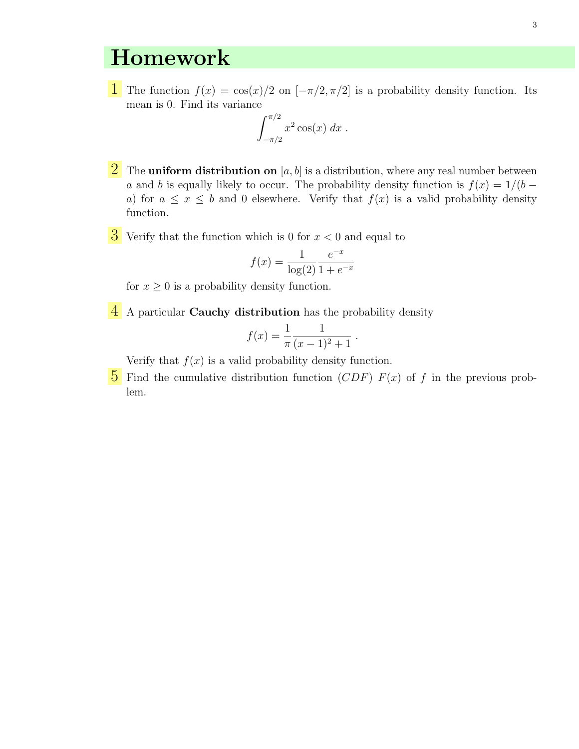# Homework

**1** The function $f(x) = \cos(x)/2$ on $[-\pi/2, \pi/2]$ is a probability density function. Its mean is 0. Find its variance

$$\int_{-\pi/2}^{\pi/2} x^2 \cos(x)\, dx \, .$$

**2** The **uniform distribution on** $[a, b]$ is a distribution, where any real number between $a$ and $b$ is equally likely to occur. The probability density function is $f(x) = 1/(b - a)$ for $a \leq x \leq b$ and 0 elsewhere. Verify that $f(x)$ is a valid probability density function.

**3** Verify that the function which is 0 for $x < 0$ and equal to

$$f(x) = \frac{1}{\log(2)} \frac{e^{-x}}{1 + e^{-x}}$$

for $x \geq 0$ is a probability density function.

**4** A particular **Cauchy distribution** has the probability density

$$f(x) = \frac{1}{\pi} \frac{1}{(x-1)^2 + 1} \, .$$

Verify that $f(x)$ is a valid probability density function.

**5** Find the cumulative distribution function ($CDF$) $F(x)$ of $f$ in the previous problem.